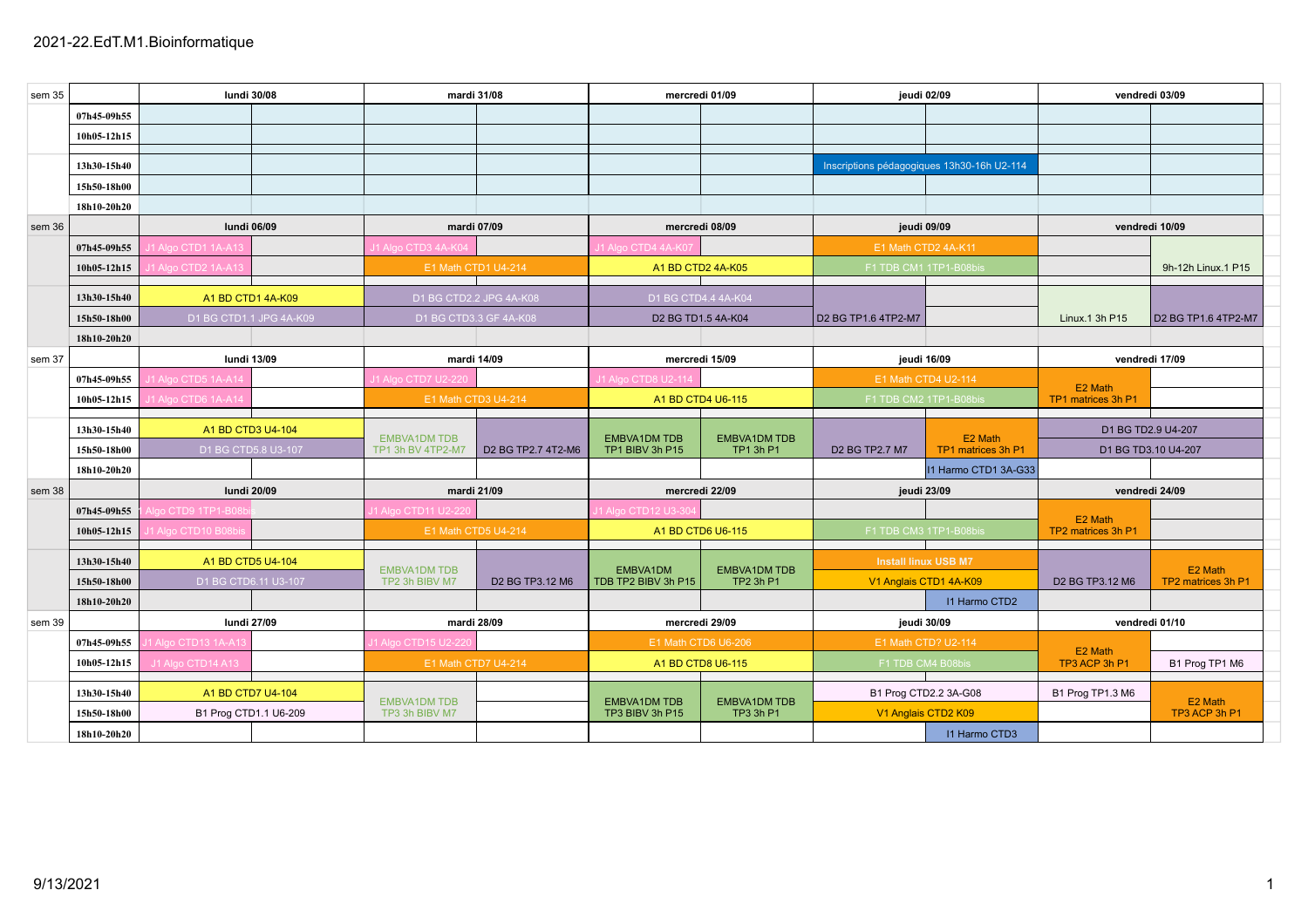# 2021-22.EdT.M1.Bioinformatique

| sem 35 | | lundi 30/08 | | mardi 31/08 | | mercredi 01/09 | | jeudi 02/09 | | vendredi 03/09 | |
|---|---|---|---|---|---|---|---|---|---|---|---|
| | 07h45-09h55 | | | | | | | | | | |
| | 10h05-12h15 | | | | | | | | | | |
| | 13h30-15h40 | | | | | | | Inscriptions pédagogiques 13h30-16h U2-114 | | | |
| | 15h50-18h00 | | | | | | | | | | |
| | 18h10-20h20 | | | | | | | | | | |
| sem 36 | | lundi 06/09 | | mardi 07/09 | | mercredi 08/09 | | jeudi 09/09 | | vendredi 10/09 | |
| | 07h45-09h55 | J1 Algo CTD1 1A-A13 | | J1 Algo CTD3 4A-K04 | | J1 Algo CTD4 4A-K07 | | E1 Math CTD2 4A-K11 | | | |
| | 10h05-12h15 | J1 Algo CTD2 1A-A13 | | E1 Math CTD1 U4-214 | | A1 BD CTD2 4A-K05 | | F1 TDB CM1 1TP1-B08bis | | | 9h-12h Linux.1 P15 |
| | 13h30-15h40 | A1 BD CTD1 4A-K09 | | D1 BG CTD2.2 JPG 4A-K08 | | D1 BG CTD4.4 4A-K04 | | | | | |
| | 15h50-18h00 | D1 BG CTD1.1 JPG 4A-K09 | | D1 BG CTD3.3 GF 4A-K08 | | D2 BG TD1.5 4A-K04 | | D2 BG TP1.6 4TP2-M7 | | Linux.1 3h P15 | D2 BG TP1.6 4TP2-M7 |
| | 18h10-20h20 | | | | | | | | | | |
| sem 37 | | lundi 13/09 | | mardi 14/09 | | mercredi 15/09 | | jeudi 16/09 | | vendredi 17/09 | |
| | 07h45-09h55 | J1 Algo CTD5 1A-A14 | | J1 Algo CTD7 U2-220 | | J1 Algo CTD8 U2-114 | | E1 Math CTD4 U2-114 | | E2 Math TP1 matrices 3h P1 | |
| | 10h05-12h15 | J1 Algo CTD6 1A-A14 | | E1 Math CTD3 U4-214 | | A1 BD CTD4 U6-115 | | F1 TDB CM2 1TP1-B08bis | | | |
| | 13h30-15h40 | A1 BD CTD3 U4-104 | | EMBVA1DM TDB TP1 3h BV 4TP2-M7 | | EMBVA1DM TDB TP1 BIBV 3h P15 | EMBVA1DM TDB TP1 3h P1 | | E2 Math TP1 matrices 3h P1 | D1 BG TD2.9 U4-207 | |
| | 15h50-18h00 | D1 BG CTD5.8 U3-107 | | | D2 BG TP2.7 4T2-M6 | | | D2 BG TP2.7 M7 | | D1 BG TD3.10 U4-207 | |
| | 18h10-20h20 | | | | | | | | I1 Harmo CTD1 3A-G33 | | |
| sem 38 | | lundi 20/09 | | mardi 21/09 | | mercredi 22/09 | | jeudi 23/09 | | vendredi 24/09 | |
| | 07h45-09h55 | J1 Algo CTD9 1TP1-B08bis | | J1 Algo CTD11 U2-220 | | J1 Algo CTD12 U3-304 | | | | E2 Math TP2 matrices 3h P1 | |
| | 10h05-12h15 | J1 Algo CTD10 B08bis | | E1 Math CTD5 U4-214 | | A1 BD CTD6 U6-115 | | F1 TDB CM3 1TP1-B08bis | | | |
| | 13h30-15h40 | A1 BD CTD5 U4-104 | | EMBVA1DM TDB TP2 3h BIBV M7 | | EMBVA1DM TDB TP2 BIBV 3h P15 | EMBVA1DM TDB TP2 3h P1 | Install linux USB M7 | | | E2 Math TP2 matrices 3h P1 |
| | 15h50-18h00 | D1 BG CTD6.11 U3-107 | | | D2 BG TP3.12 M6 | | | V1 Anglais CTD1 4A-K09 | | D2 BG TP3.12 M6 | |
| | 18h10-20h20 | | | | | | | | I1 Harmo CTD2 | | |
| sem 39 | | lundi 27/09 | | mardi 28/09 | | mercredi 29/09 | | jeudi 30/09 | | vendredi 01/10 | |
| | 07h45-09h55 | J1 Algo CTD13 1A-A13 | | J1 Algo CTD15 U2-220 | | E1 Math CTD6 U6-206 | | E1 Math CTD? U2-114 | | E2 Math TP3 ACP 3h P1 | |
| | 10h05-12h15 | J1 Algo CTD14 A13 | | E1 Math CTD7 U4-214 | | A1 BD CTD8 U6-115 | | F1 TDB CM4 B08bis | | | B1 Prog TP1 M6 |
| | 13h30-15h40 | A1 BD CTD7 U4-104 | | EMBVA1DM TDB TP3 3h BIBV M7 | | EMBVA1DM TDB TP3 BIBV 3h P15 | EMBVA1DM TDB TP3 3h P1 | B1 Prog CTD2.2 3A-G08 | | B1 Prog TP1.3 M6 | E2 Math TP3 ACP 3h P1 |
| | 15h50-18h00 | B1 Prog CTD1.1 U6-209 | | | | | | V1 Anglais CTD2 K09 | | | |
| | 18h10-20h20 | | | | | | | | I1 Harmo CTD3 | | |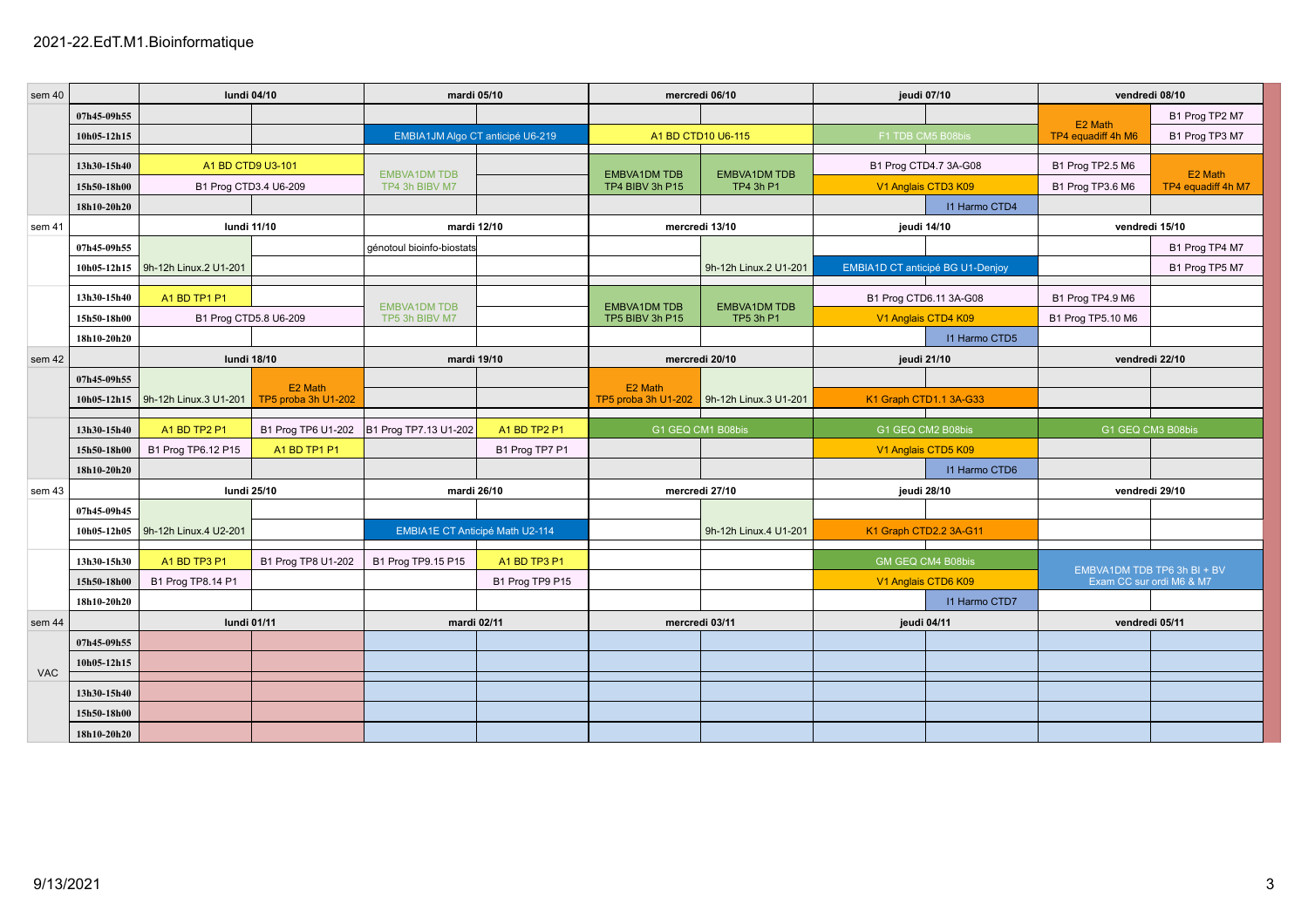2021-22.EdT.M1.Bioinformatique

| sem 40 | | lundi 04/10 | | mardi 05/10 | | mercredi 06/10 | | jeudi 07/10 | | vendredi 08/10 | |
|---|---|---|---|---|---|---|---|---|---|---|---|
| | 07h45-09h55 | | | | | | | | | E2 Math TP4 equadiff 4h M6 | B1 Prog TP2 M7 |
| | 10h05-12h15 | | | EMBIA1JM Algo CT anticipé U6-219 | | A1 BD CTD10 U6-115 | | F1 TDB CM5 B08bis | | | B1 Prog TP3 M7 |
| | 13h30-15h40 | A1 BD CTD9 U3-101 | | EMBVA1DM TDB TP4 3h BIBV M7 | | EMBVA1DM TDB TP4 BIBV 3h P15 | EMBVA1DM TDB TP4 3h P1 | B1 Prog CTD4.7 3A-G08 | | B1 Prog TP2.5 M6 | E2 Math TP4 equadiff 4h M7 |
| | 15h50-18h00 | B1 Prog CTD3.4 U6-209 | | | | | | V1 Anglais CTD3 K09 | | B1 Prog TP3.6 M6 | |
| | 18h10-20h20 | | | | | | | | I1 Harmo CTD4 | | |
| **sem 41** | | **lundi 11/10** | | **mardi 12/10** | | **mercredi 13/10** | | **jeudi 14/10** | | **vendredi 15/10** | |
| | 07h45-09h55 | 9h-12h Linux.2 U1-201 | | génotoul bioinfo-biostats | | | 9h-12h Linux.2 U1-201 | | | | B1 Prog TP4 M7 |
| | 10h05-12h15 | | | | | | | EMBIA1D CT anticipé BG U1-Denjoy | | | B1 Prog TP5 M7 |
| | 13h30-15h40 | A1 BD TP1 P1 | | EMBVA1DM TDB TP5 3h BIBV M7 | | EMBVA1DM TDB TP5 BIBV 3h P15 | EMBVA1DM TDB TP5 3h P1 | B1 Prog CTD6.11 3A-G08 | | B1 Prog TP4.9 M6 | |
| | 15h50-18h00 | B1 Prog CTD5.8 U6-209 | | | | | | V1 Anglais CTD4 K09 | | B1 Prog TP5.10 M6 | |
| | 18h10-20h20 | | | | | | | | I1 Harmo CTD5 | | |
| **sem 42** | | **lundi 18/10** | | **mardi 19/10** | | **mercredi 20/10** | | **jeudi 21/10** | | **vendredi 22/10** | |
| | 07h45-09h55 | 9h-12h Linux.3 U1-201 | E2 Math TP5 proba 3h U1-202 | | | E2 Math TP5 proba 3h U1-202 | 9h-12h Linux.3 U1-201 | | | | |
| | 10h05-12h15 | | | | | | | K1 Graph CTD1.1 3A-G33 | | | |
| | 13h30-15h40 | A1 BD TP2 P1 | B1 Prog TP6 U1-202 | B1 Prog TP7.13 U1-202 | A1 BD TP2 P1 | G1 GEQ CM1 B08bis | | G1 GEQ CM2 B08bis | | G1 GEQ CM3 B08bis | |
| | 15h50-18h00 | B1 Prog TP6.12 P15 | A1 BD TP1 P1 | | B1 Prog TP7 P1 | | | V1 Anglais CTD5 K09 | | | |
| | 18h10-20h20 | | | | | | | | I1 Harmo CTD6 | | |
| **sem 43** | | **lundi 25/10** | | **mardi 26/10** | | **mercredi 27/10** | | **jeudi 28/10** | | **vendredi 29/10** | |
| | 07h45-09h45 | 9h-12h Linux.4 U2-201 | | | | | 9h-12h Linux.4 U1-201 | | | | |
| | 10h05-12h05 | | | EMBIA1E CT Anticipé Math U2-114 | | | | K1 Graph CTD2.2 3A-G11 | | | |
| | 13h30-15h30 | A1 BD TP3 P1 | B1 Prog TP8 U1-202 | B1 Prog TP9.15 P15 | A1 BD TP3 P1 | | | GM GEQ CM4 B08bis | | EMBVA1DM TDB TP6 3h BI + BV Exam CC sur ordi M6 & M7 | |
| | 15h50-18h00 | B1 Prog TP8.14 P1 | | | B1 Prog TP9 P15 | | | V1 Anglais CTD6 K09 | | | |
| | 18h10-20h20 | | | | | | | | I1 Harmo CTD7 | | |
| **sem 44** | | **lundi 01/11** | | **mardi 02/11** | | **mercredi 03/11** | | **jeudi 04/11** | | **vendredi 05/11** | |
| VAC | 07h45-09h55 | | | | | | | | | | |
| | 10h05-12h15 | | | | | | | | | | |
| | 13h30-15h40 | | | | | | | | | | |
| | 15h50-18h00 | | | | | | | | | | |
| | 18h10-20h20 | | | | | | | | | | |

9/13/2021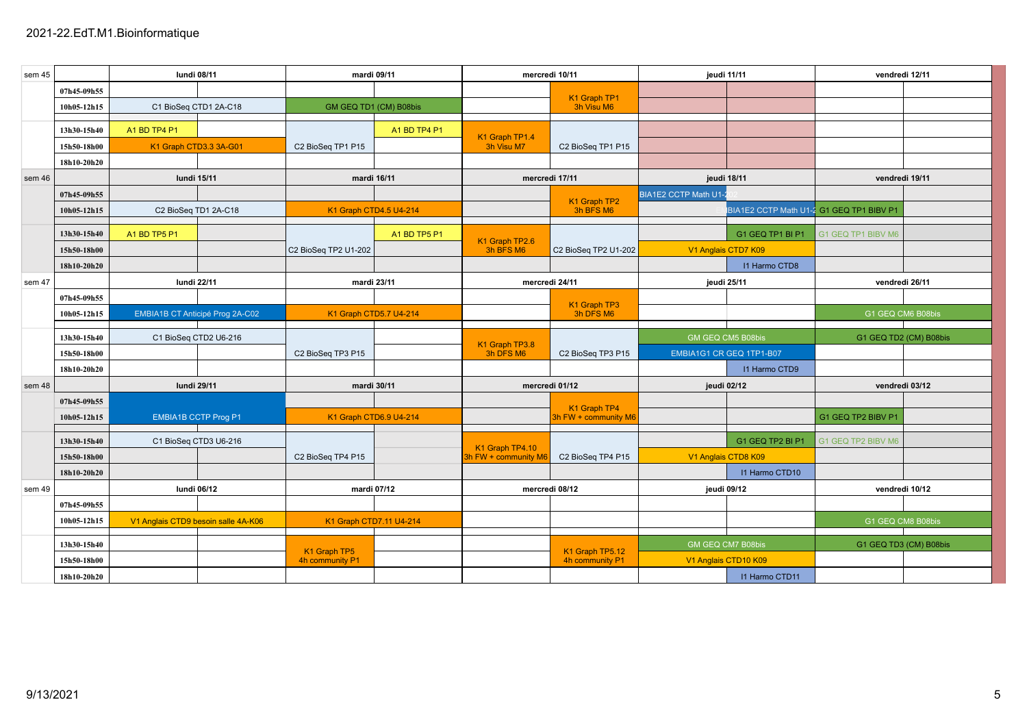# 2021-22.EdT.M1.Bioinformatique

| sem 45 | | lundi 08/11 | | mardi 09/11 | | mercredi 10/11 | | jeudi 11/11 | | vendredi 12/11 | |
|---|---|---|---|---|---|---|---|---|---|---|---|
| | 07h45-09h55 | | | | | | K1 Graph TP1 3h Visu M6 | | | | |
| | 10h05-12h15 | C1 BioSeq CTD1 2A-C18 | | GM GEQ TD1 (CM) B08bis | | | | | | | |
| | 13h30-15h40 | A1 BD TP4 P1 | | C2 BioSeq TP1 P15 | A1 BD TP4 P1 | K1 Graph TP1.4 3h Visu M7 | C2 BioSeq TP1 P15 | | | | |
| | 15h50-18h00 | K1 Graph CTD3.3 3A-G01 | | | | | | | | | |
| | 18h10-20h20 | | | | | | | | | | |
| sem 46 | | lundi 15/11 | | mardi 16/11 | | mercredi 17/11 | | jeudi 18/11 | | vendredi 19/11 | |
| | 07h45-09h55 | | | | | | K1 Graph TP2 3h BFS M6 | BIA1E2 CCTP Math U1-202 | | | |
| | 10h05-12h15 | C2 BioSeq TD1 2A-C18 | | K1 Graph CTD4.5 U4-214 | | | | | BIA1E2 CCTP Math U1-2 | G1 GEQ TP1 BIBV P1 | |
| | 13h30-15h40 | A1 BD TP5 P1 | | C2 BioSeq TP2 U1-202 | A1 BD TP5 P1 | K1 Graph TP2.6 3h BFS M6 | C2 BioSeq TP2 U1-202 | | G1 GEQ TP1 BI P1 | G1 GEQ TP1 BIBV M6 | |
| | 15h50-18h00 | | | | | | | V1 Anglais CTD7 K09 | | | |
| | 18h10-20h20 | | | | | | | | I1 Harmo CTD8 | | |
| sem 47 | | lundi 22/11 | | mardi 23/11 | | mercredi 24/11 | | jeudi 25/11 | | vendredi 26/11 | |
| | 07h45-09h55 | | | | | | K1 Graph TP3 3h DFS M6 | | | | |
| | 10h05-12h15 | EMBIA1B CT Anticipé Prog 2A-C02 | | K1 Graph CTD5.7 U4-214 | | | | | | G1 GEQ CM6 B08bis | |
| | 13h30-15h40 | C1 BioSeq CTD2 U6-216 | | C2 BioSeq TP3 P15 | | K1 Graph TP3.8 3h DFS M6 | C2 BioSeq TP3 P15 | GM GEQ CM5 B08bis | | G1 GEQ TD2 (CM) B08bis | |
| | 15h50-18h00 | | | | | | | EMBIA1G1 CR GEQ 1TP1-B07 | | | |
| | 18h10-20h20 | | | | | | | | I1 Harmo CTD9 | | |
| sem 48 | | lundi 29/11 | | mardi 30/11 | | mercredi 01/12 | | jeudi 02/12 | | vendredi 03/12 | |
| | 07h45-09h55 | EMBIA1B CCTP Prog P1 | | | | | K1 Graph TP4 3h FW + community M6 | | | | |
| | 10h05-12h15 | | | K1 Graph CTD6.9 U4-214 | | | | | | G1 GEQ TP2 BIBV P1 | |
| | 13h30-15h40 | C1 BioSeq CTD3 U6-216 | | C2 BioSeq TP4 P15 | | K1 Graph TP4.10 3h FW + community M6 | C2 BioSeq TP4 P15 | | G1 GEQ TP2 BI P1 | G1 GEQ TP2 BIBV M6 | |
| | 15h50-18h00 | | | | | | | V1 Anglais CTD8 K09 | | | |
| | 18h10-20h20 | | | | | | | | I1 Harmo CTD10 | | |
| sem 49 | | lundi 06/12 | | mardi 07/12 | | mercredi 08/12 | | jeudi 09/12 | | vendredi 10/12 | |
| | 07h45-09h55 | | | | | | | | | | |
| | 10h05-12h15 | V1 Anglais CTD9 besoin salle 4A-K06 | | K1 Graph CTD7.11 U4-214 | | | | | | G1 GEQ CM8 B08bis | |
| | 13h30-15h40 | | | K1 Graph TP5 4h community P1 | | | K1 Graph TP5.12 4h community P1 | GM GEQ CM7 B08bis | | G1 GEQ TD3 (CM) B08bis | |
| | 15h50-18h00 | | | | | | | V1 Anglais CTD10 K09 | | | |
| | 18h10-20h20 | | | | | | | | I1 Harmo CTD11 | | |

9/13/2021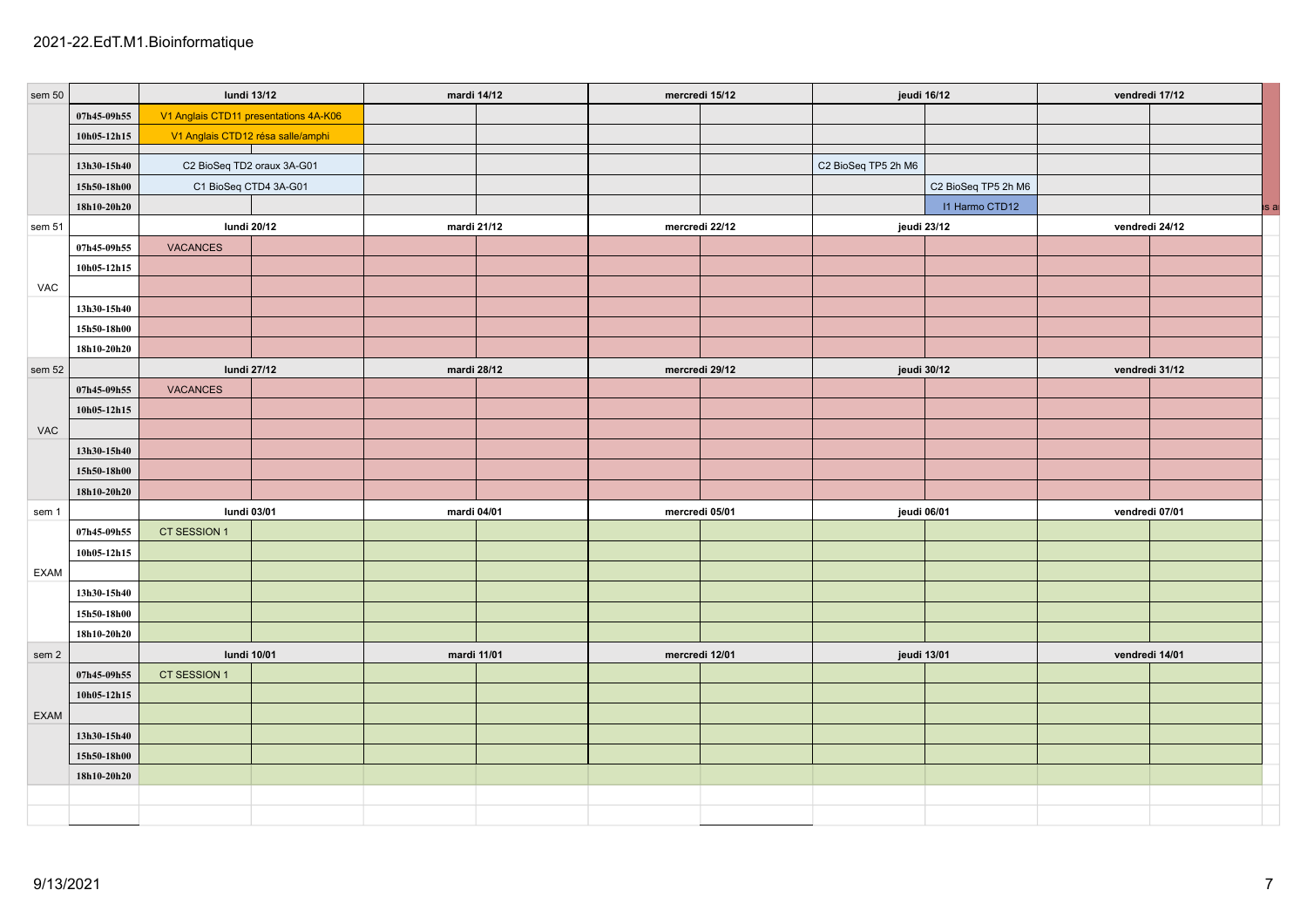2021-22.EdT.M1.Bioinformatique

| sem 50 | | lundi 13/12 | | mardi 14/12 | | mercredi 15/12 | | jeudi 16/12 | | vendredi 17/12 | |
|---|---|---|---|---|---|---|---|---|---|---|---|
| | 07h45-09h55 | V1 Anglais CTD11 presentations 4A-K06 | | | | | | | | | |
| | 10h05-12h15 | V1 Anglais CTD12 résa salle/amphi | | | | | | | | | |
| | | | | | | | | | | | |
| | 13h30-15h40 | C2 BioSeq TD2 oraux 3A-G01 | | | | | | C2 BioSeq TP5 2h M6 | | | |
| | 15h50-18h00 | C1 BioSeq CTD4 3A-G01 | | | | | | | C2 BioSeq TP5 2h M6 | | |
| | 18h10-20h20 | | | | | | | | I1 Harmo CTD12 | | |
| sem 51 | | lundi 20/12 | | mardi 21/12 | | mercredi 22/12 | | jeudi 23/12 | | vendredi 24/12 | |
| | 07h45-09h55 | VACANCES | | | | | | | | | |
| | 10h05-12h15 | | | | | | | | | | |
| VAC | | | | | | | | | | | |
| | 13h30-15h40 | | | | | | | | | | |
| | 15h50-18h00 | | | | | | | | | | |
| | 18h10-20h20 | | | | | | | | | | |
| sem 52 | | lundi 27/12 | | mardi 28/12 | | mercredi 29/12 | | jeudi 30/12 | | vendredi 31/12 | |
| | 07h45-09h55 | VACANCES | | | | | | | | | |
| | 10h05-12h15 | | | | | | | | | | |
| VAC | | | | | | | | | | | |
| | 13h30-15h40 | | | | | | | | | | |
| | 15h50-18h00 | | | | | | | | | | |
| | 18h10-20h20 | | | | | | | | | | |
| sem 1 | | lundi 03/01 | | mardi 04/01 | | mercredi 05/01 | | jeudi 06/01 | | vendredi 07/01 | |
| | 07h45-09h55 | CT SESSION 1 | | | | | | | | | |
| | 10h05-12h15 | | | | | | | | | | |
| EXAM | | | | | | | | | | | |
| | 13h30-15h40 | | | | | | | | | | |
| | 15h50-18h00 | | | | | | | | | | |
| | 18h10-20h20 | | | | | | | | | | |
| sem 2 | | lundi 10/01 | | mardi 11/01 | | mercredi 12/01 | | jeudi 13/01 | | vendredi 14/01 | |
| | 07h45-09h55 | CT SESSION 1 | | | | | | | | | |
| | 10h05-12h15 | | | | | | | | | | |
| EXAM | | | | | | | | | | | |
| | 13h30-15h40 | | | | | | | | | | |
| | 15h50-18h00 | | | | | | | | | | |
| | 18h10-20h20 | | | | | | | | | | |

9/13/2021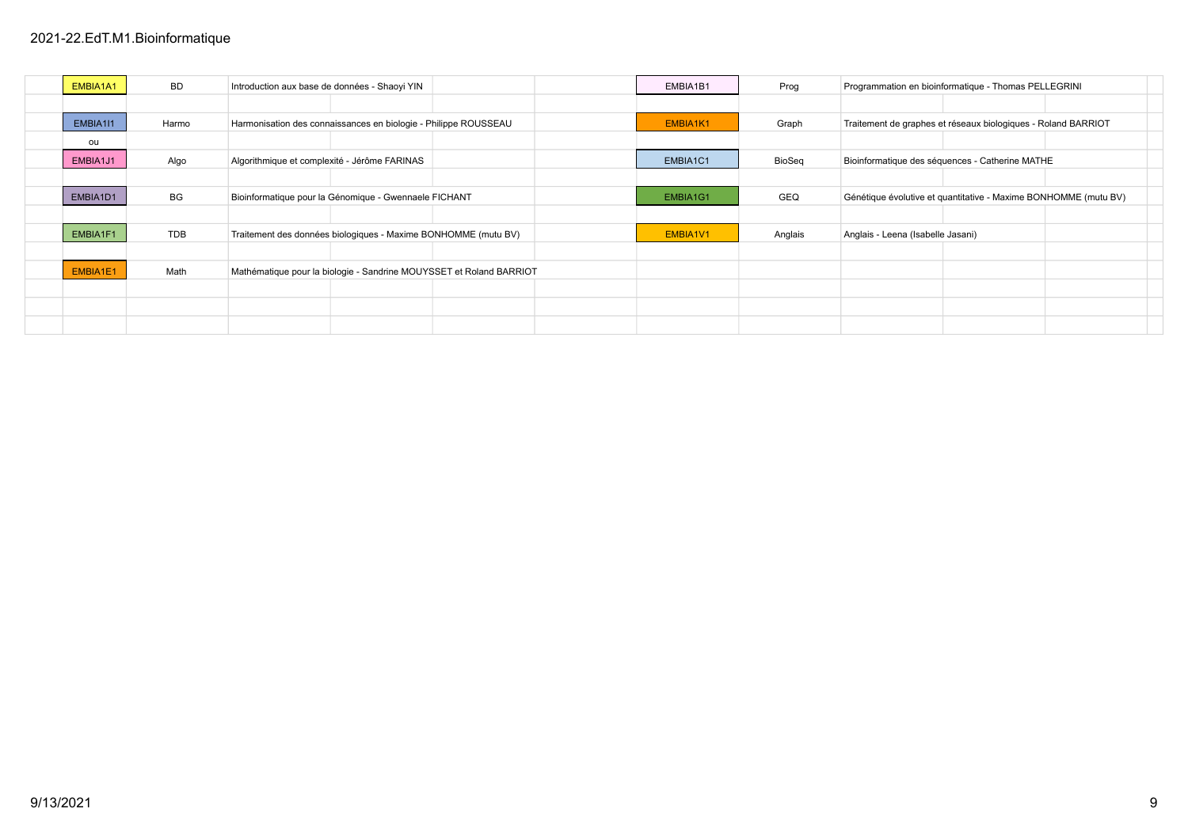2021-22.EdT.M1.Bioinformatique

| | | | | | |
|---|---|---|---|---|---|
| EMBIA1A1 | BD | Introduction aux base de données - Shaoyi YIN | EMBIA1B1 | Prog | Programmation en bioinformatique - Thomas PELLEGRINI |
| EMBIA1I1 | Harmo | Harmonisation des connaissances en biologie - Philippe ROUSSEAU | EMBIA1K1 | Graph | Traitement de graphes et réseaux biologiques - Roland BARRIOT |
| ou | | | | | |
| EMBIA1J1 | Algo | Algorithmique et complexité - Jérôme FARINAS | EMBIA1C1 | BioSeq | Bioinformatique des séquences - Catherine MATHE |
| EMBIA1D1 | BG | Bioinformatique pour la Génomique - Gwennaele FICHANT | EMBIA1G1 | GEQ | Génétique évolutive et quantitative - Maxime BONHOMME (mutu BV) |
| EMBIA1F1 | TDB | Traitement des données biologiques - Maxime BONHOMME (mutu BV) | EMBIA1V1 | Anglais | Anglais - Leena (Isabelle Jasani) |
| EMBIA1E1 | Math | Mathématique pour la biologie - Sandrine MOUYSSET et Roland BARRIOT | | | |